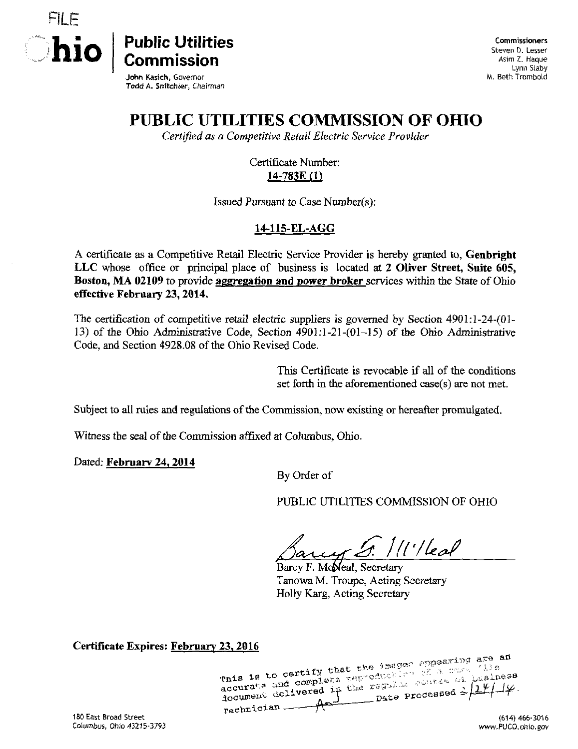FILE

**Ohio | Public Utilities Commission**

John Kasich, Governor
Todd A. Snitchler, Chairman

Commissioners
Steven D. Lesser
Asim Z. Haque
Lynn Slaby
M. Beth Trombold

# PUBLIC UTILITIES COMMISSION OF OHIO

*Certified as a Competitive Retail Electric Service Provider*

Certificate Number:
**14-783E (1)**

Issued Pursuant to Case Number(s):

**14-115-EL-AGG**

A certificate as a Competitive Retail Electric Service Provider is hereby granted to, **Genbright LLC** whose office or principal place of business is located at **2 Oliver Street, Suite 605, Boston, MA 02109** to provide **aggregation and power broker** services within the State of Ohio **effective February 23, 2014.**

The certification of competitive retail electric suppliers is governed by Section 4901:1-24-(01-13) of the Ohio Administrative Code, Section 4901:1-21-(01–15) of the Ohio Administrative Code, and Section 4928.08 of the Ohio Revised Code.

This Certificate is revocable if all of the conditions set forth in the aforementioned case(s) are not met.

Subject to all rules and regulations of the Commission, now existing or hereafter promulgated.

Witness the seal of the Commission affixed at Columbus, Ohio.

Dated: **February 24, 2014**

By Order of

PUBLIC UTILITIES COMMISSION OF OHIO

Barcy F. McNeal, Secretary
Tanowa M. Troupe, Acting Secretary
Holly Karg, Acting Secretary

**Certificate Expires: February 23, 2016**

This is to certify that the images appearing are an accurate and complete reproduction of a case file document delivered in the regular course of business
Technician ______ Date Processed 2/24/14

180 East Broad Street
Columbus, Ohio 43215-3793

(614) 466-3016
www.PUCO.ohio.gov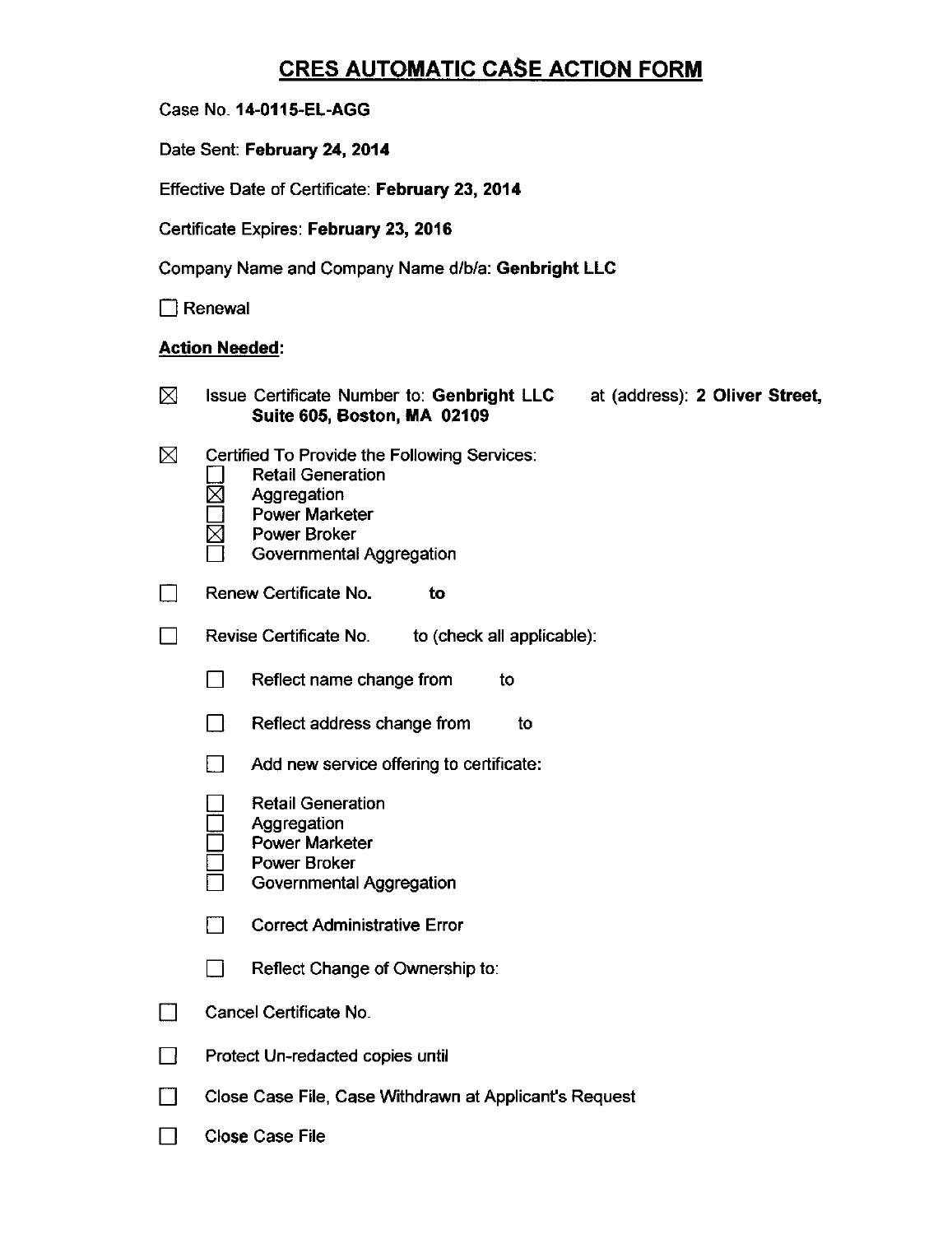# CRES AUTOMATIC CASE ACTION FORM

Case No. **14-0115-EL-AGG**

Date Sent: **February 24, 2014**

Effective Date of Certificate: **February 23, 2014**

Certificate Expires: **February 23, 2016**

Company Name and Company Name d/b/a: **Genbright LLC**

☐ Renewal

**Action Needed:**

☒ Issue Certificate Number to: **Genbright LLC** at (address): **2 Oliver Street, Suite 605, Boston, MA 02109**

☒ Certified To Provide the Following Services:

- ☐ Retail Generation
- ☒ Aggregation
- ☐ Power Marketer
- ☒ Power Broker
- ☐ Governmental Aggregation

☐ Renew Certificate No. **to**

☐ Revise Certificate No. to (check all applicable):

- ☐ Reflect name change from to
- ☐ Reflect address change from to
- ☐ Add new service offering to certificate:
  - ☐ Retail Generation
  - ☐ Aggregation
  - ☐ Power Marketer
  - ☐ Power Broker
  - ☐ Governmental Aggregation
- ☐ Correct Administrative Error
- ☐ Reflect Change of Ownership to:

☐ Cancel Certificate No.

☐ Protect Un-redacted copies until

☐ Close Case File, Case Withdrawn at Applicant's Request

☐ Close Case File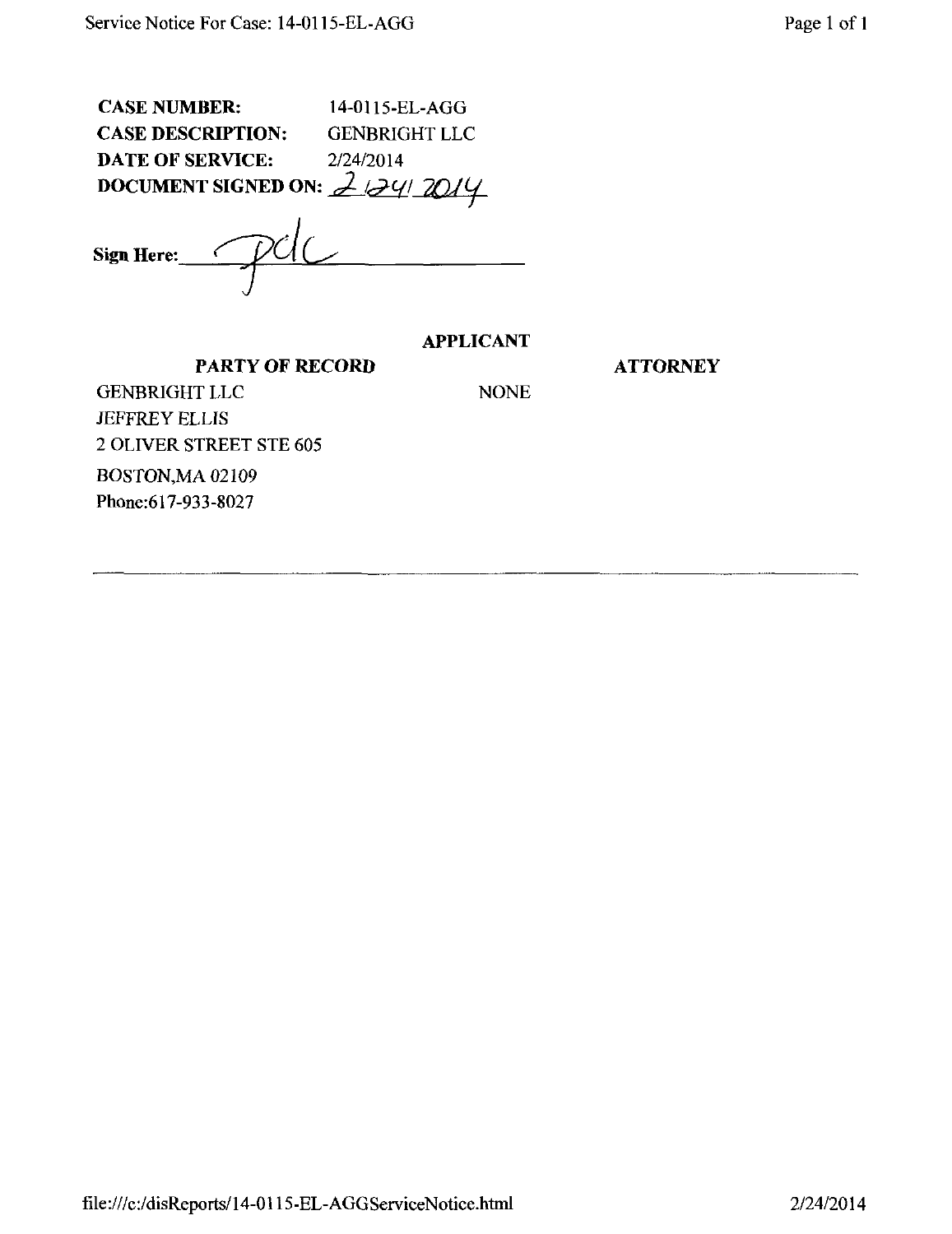**CASE NUMBER:** 14-0115-EL-AGG
**CASE DESCRIPTION:** GENBRIGHT LLC
**DATE OF SERVICE:** 2/24/2014
**DOCUMENT SIGNED ON:** 2/24/2014

**Sign Here:** pdc

**APPLICANT**

| **PARTY OF RECORD** | | **ATTORNEY** |
|---|---|---|
| GENBRIGHT LLC<br>JEFFREY ELLIS<br>2 OLIVER STREET STE 605<br>BOSTON,MA 02109<br>Phone:617-933-8027 | NONE | |

---